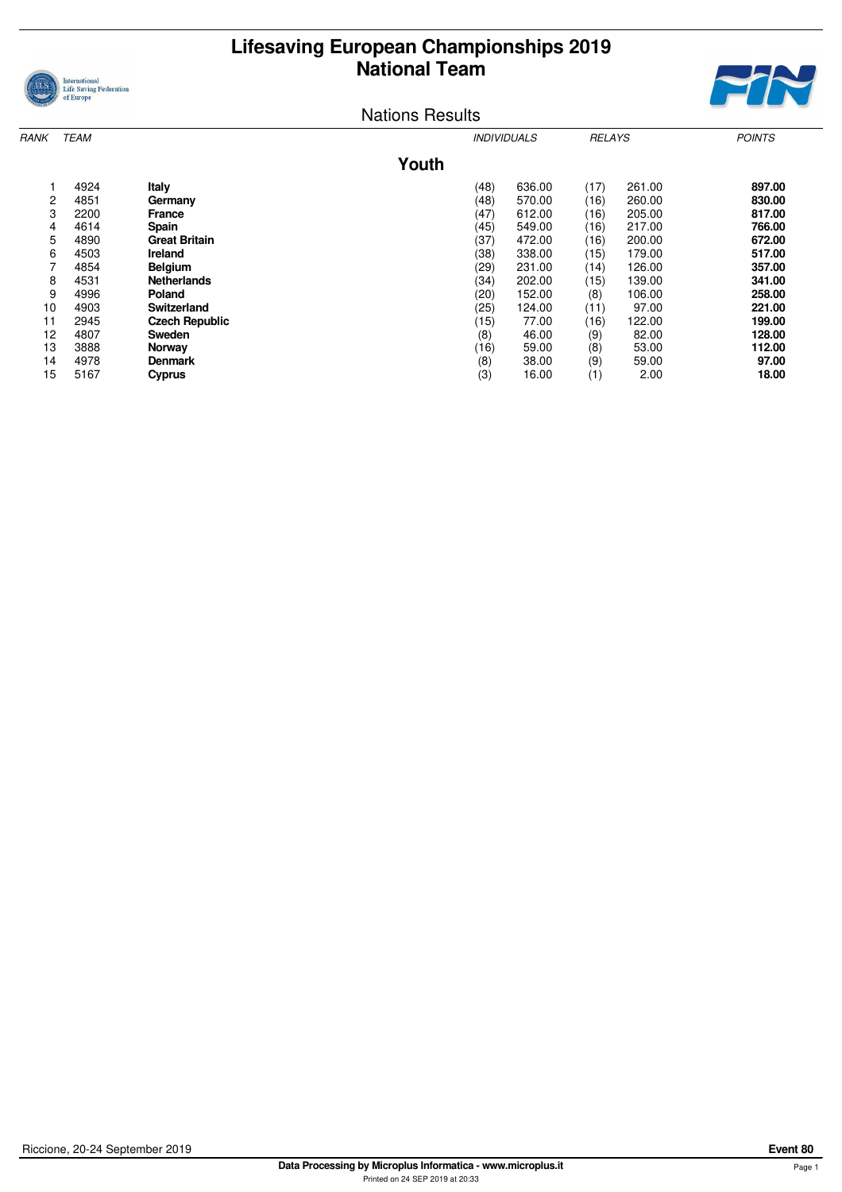# Lifesaving European Championships 2019
## National Team

Nations Results

### Youth

| RANK | TEAM | | INDIVIDUALS | | RELAYS | | POINTS |
|---|---|---|---|---|---|---|---|
| 1 | 4924 | **Italy** | (48) | 636.00 | (17) | 261.00 | **897.00** |
| 2 | 4851 | **Germany** | (48) | 570.00 | (16) | 260.00 | **830.00** |
| 3 | 2200 | **France** | (47) | 612.00 | (16) | 205.00 | **817.00** |
| 4 | 4614 | **Spain** | (45) | 549.00 | (16) | 217.00 | **766.00** |
| 5 | 4890 | **Great Britain** | (37) | 472.00 | (16) | 200.00 | **672.00** |
| 6 | 4503 | **Ireland** | (38) | 338.00 | (15) | 179.00 | **517.00** |
| 7 | 4854 | **Belgium** | (29) | 231.00 | (14) | 126.00 | **357.00** |
| 8 | 4531 | **Netherlands** | (34) | 202.00 | (15) | 139.00 | **341.00** |
| 9 | 4996 | **Poland** | (20) | 152.00 | (8) | 106.00 | **258.00** |
| 10 | 4903 | **Switzerland** | (25) | 124.00 | (11) | 97.00 | **221.00** |
| 11 | 2945 | **Czech Republic** | (15) | 77.00 | (16) | 122.00 | **199.00** |
| 12 | 4807 | **Sweden** | (8) | 46.00 | (9) | 82.00 | **128.00** |
| 13 | 3888 | **Norway** | (16) | 59.00 | (8) | 53.00 | **112.00** |
| 14 | 4978 | **Denmark** | (8) | 38.00 | (9) | 59.00 | **97.00** |
| 15 | 5167 | **Cyprus** | (3) | 16.00 | (1) | 2.00 | **18.00** |

Riccione, 20-24 September 2019

**Event 80**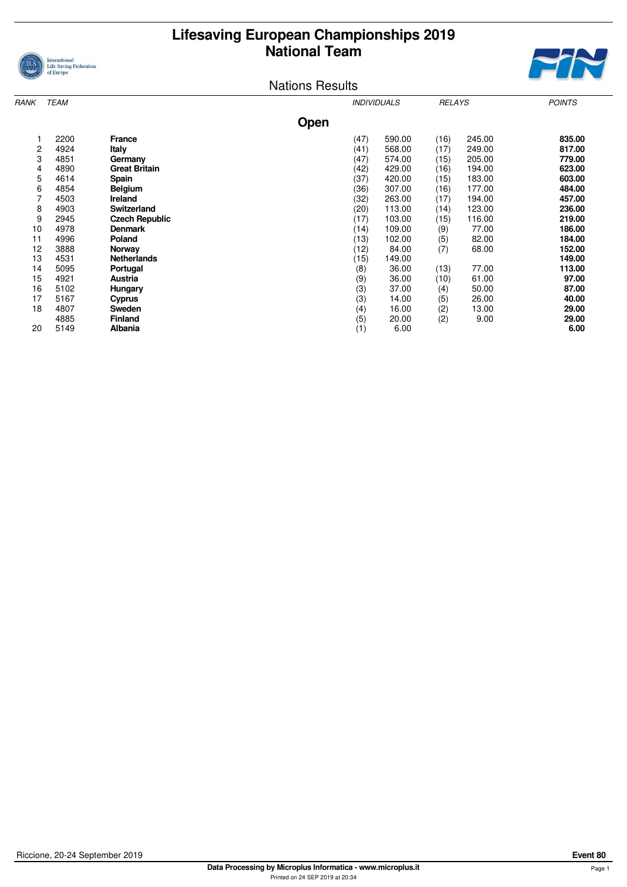# Lifesaving European Championships 2019
## National Team

Nations Results

| RANK | TEAM | | INDIVIDUALS | | RELAYS | | POINTS |
|---|---|---|---|---|---|---|---|
| **Open** | | | | | | | |
| 1 | 2200 | **France** | (47) | 590.00 | (16) | 245.00 | **835.00** |
| 2 | 4924 | **Italy** | (41) | 568.00 | (17) | 249.00 | **817.00** |
| 3 | 4851 | **Germany** | (47) | 574.00 | (15) | 205.00 | **779.00** |
| 4 | 4890 | **Great Britain** | (42) | 429.00 | (16) | 194.00 | **623.00** |
| 5 | 4614 | **Spain** | (37) | 420.00 | (15) | 183.00 | **603.00** |
| 6 | 4854 | **Belgium** | (36) | 307.00 | (16) | 177.00 | **484.00** |
| 7 | 4503 | **Ireland** | (32) | 263.00 | (17) | 194.00 | **457.00** |
| 8 | 4903 | **Switzerland** | (20) | 113.00 | (14) | 123.00 | **236.00** |
| 9 | 2945 | **Czech Republic** | (17) | 103.00 | (15) | 116.00 | **219.00** |
| 10 | 4978 | **Denmark** | (14) | 109.00 | (9) | 77.00 | **186.00** |
| 11 | 4996 | **Poland** | (13) | 102.00 | (5) | 82.00 | **184.00** |
| 12 | 3888 | **Norway** | (12) | 84.00 | (7) | 68.00 | **152.00** |
| 13 | 4531 | **Netherlands** | (15) | 149.00 | | | **149.00** |
| 14 | 5095 | **Portugal** | (8) | 36.00 | (13) | 77.00 | **113.00** |
| 15 | 4921 | **Austria** | (9) | 36.00 | (10) | 61.00 | **97.00** |
| 16 | 5102 | **Hungary** | (3) | 37.00 | (4) | 50.00 | **87.00** |
| 17 | 5167 | **Cyprus** | (3) | 14.00 | (5) | 26.00 | **40.00** |
| 18 | 4807 | **Sweden** | (4) | 16.00 | (2) | 13.00 | **29.00** |
| | 4885 | **Finland** | (5) | 20.00 | (2) | 9.00 | **29.00** |
| 20 | 5149 | **Albania** | (1) | 6.00 | | | **6.00** |

Riccione, 20-24 September 2019

**Event 80**

**Data Processing by Microplus Informatica - www.microplus.it**

Printed on 24 SEP 2019 at 20:34